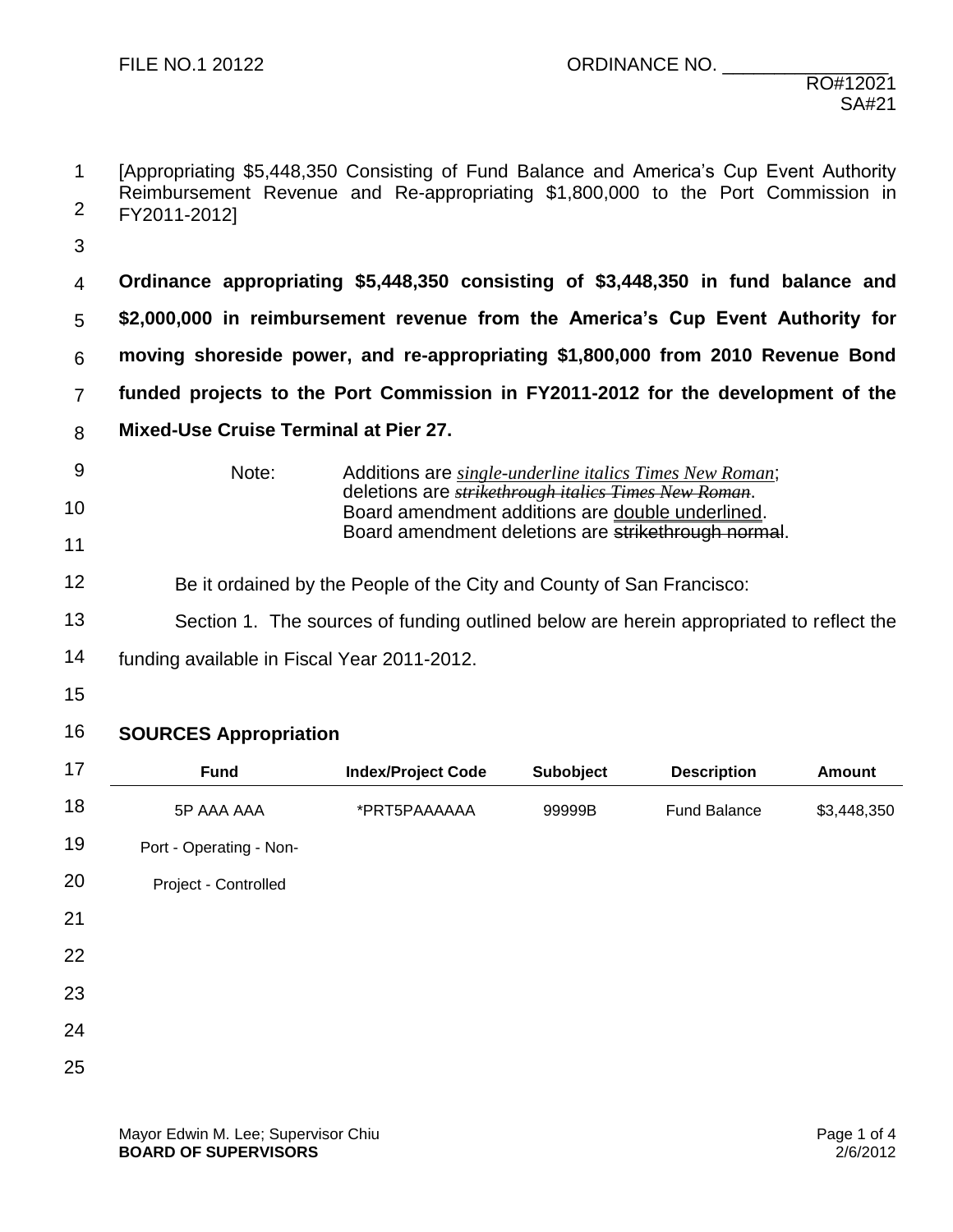FILE NO.1 20122 ORDINANCE NO. ________________

RO#12021
SA#21

[Appropriating $5,448,350 Consisting of Fund Balance and America's Cup Event Authority Reimbursement Revenue and Re-appropriating $1,800,000 to the Port Commission in FY2011-2012]

**Ordinance appropriating $5,448,350 consisting of $3,448,350 in fund balance and $2,000,000 in reimbursement revenue from the America's Cup Event Authority for moving shoreside power, and re-appropriating $1,800,000 from 2010 Revenue Bond funded projects to the Port Commission in FY2011-2012 for the development of the Mixed-Use Cruise Terminal at Pier 27.**

Note: Additions are *single-underline italics Times New Roman*; deletions are ~~*strikethrough italics Times New Roman*~~. Board amendment additions are double underlined. Board amendment deletions are ~~strikethrough normal~~.

Be it ordained by the People of the City and County of San Francisco:

Section 1. The sources of funding outlined below are herein appropriated to reflect the funding available in Fiscal Year 2011-2012.

**SOURCES Appropriation**

| Fund | Index/Project Code | Subobject | Description | Amount |
|---|---|---|---|---|
| 5P AAA AAA Port - Operating - Non-Project - Controlled | *PRT5PAAAAAA | 99999B | Fund Balance | $3,448,350 |

Mayor Edwin M. Lee; Supervisor Chiu
**BOARD OF SUPERVISORS**
2/6/2012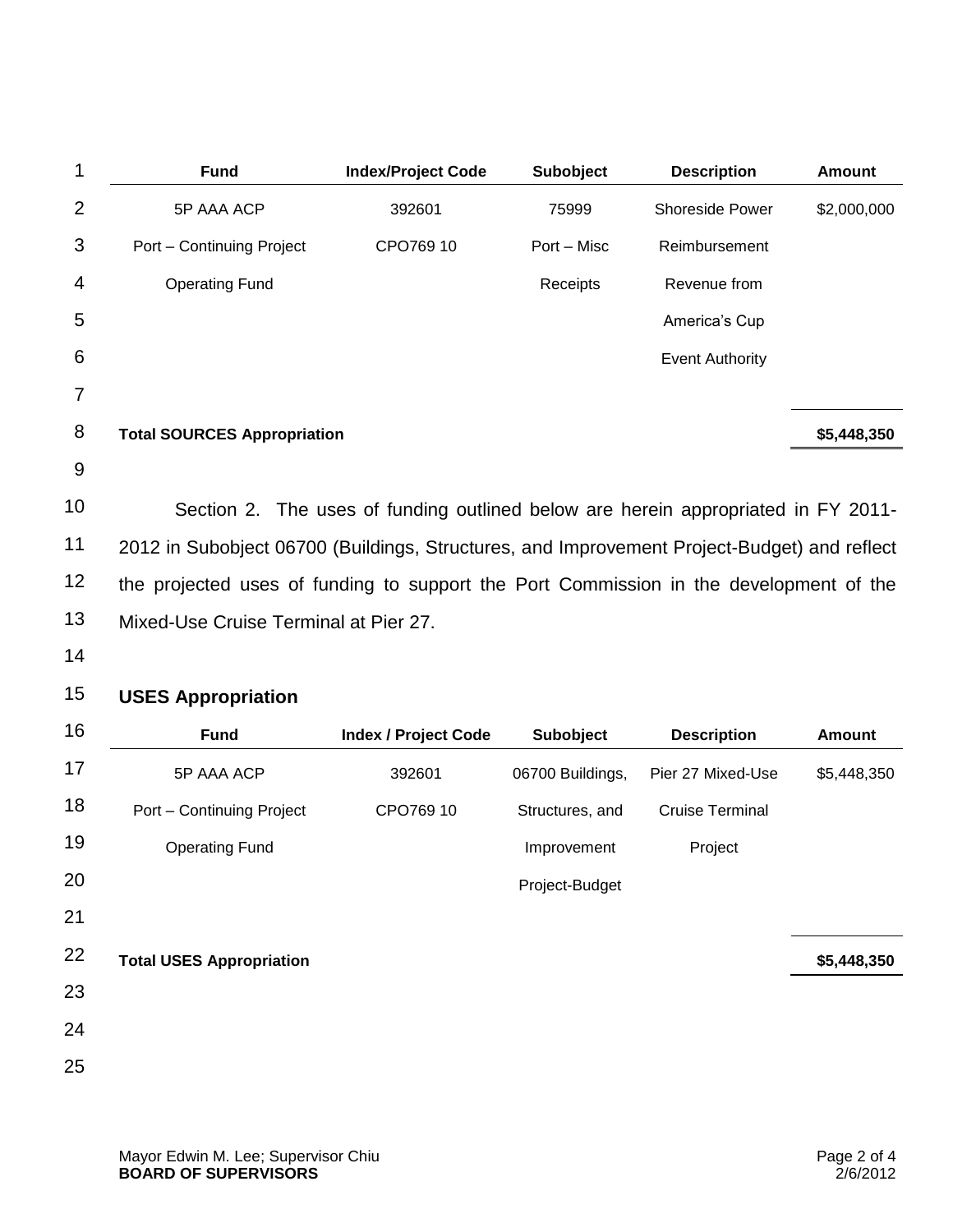| Fund | Index/Project Code | Subobject | Description | Amount |
|---|---|---|---|---|
| 5P AAA ACP Port – Continuing Project Operating Fund | 392601 CPO769 10 | 75999 Port – Misc Receipts | Shoreside Power Reimbursement Revenue from America's Cup Event Authority | $2,000,000 |
| **Total SOURCES Appropriation** | | | | **$5,448,350** |

Section 2. The uses of funding outlined below are herein appropriated in FY 2011-2012 in Subobject 06700 (Buildings, Structures, and Improvement Project-Budget) and reflect the projected uses of funding to support the Port Commission in the development of the Mixed-Use Cruise Terminal at Pier 27.

**USES Appropriation**

| Fund | Index / Project Code | Subobject | Description | Amount |
|---|---|---|---|---|
| 5P AAA ACP Port – Continuing Project Operating Fund | 392601 CPO769 10 | 06700 Buildings, Structures, and Improvement Project-Budget | Pier 27 Mixed-Use Cruise Terminal Project | $5,448,350 |
| **Total USES Appropriation** | | | | **$5,448,350** |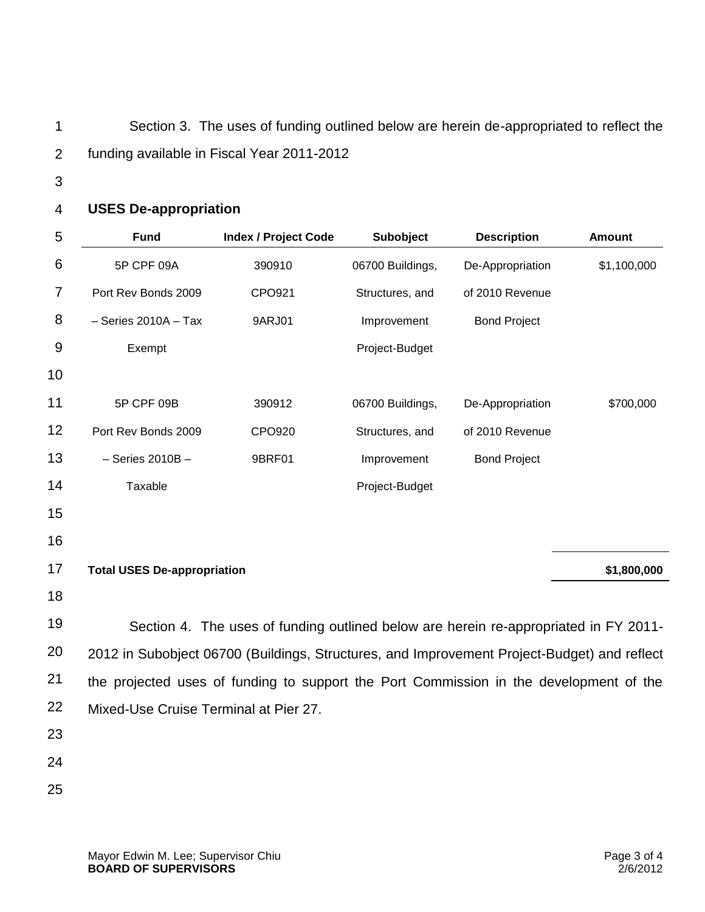Section 3. The uses of funding outlined below are herein de-appropriated to reflect the funding available in Fiscal Year 2011-2012

**USES De-appropriation**

| Fund | Index / Project Code | Subobject | Description | Amount |
|---|---|---|---|---|
| 5P CPF 09A Port Rev Bonds 2009 – Series 2010A – Tax Exempt | 390910 CPO921 9ARJ01 | 06700 Buildings, Structures, and Improvement Project-Budget | De-Appropriation of 2010 Revenue Bond Project | $1,100,000 |
| 5P CPF 09B Port Rev Bonds 2009 – Series 2010B – Taxable | 390912 CPO920 9BRF01 | 06700 Buildings, Structures, and Improvement Project-Budget | De-Appropriation of 2010 Revenue Bond Project | $700,000 |
| **Total USES De-appropriation** | | | | **$1,800,000** |

Section 4. The uses of funding outlined below are herein re-appropriated in FY 2011-2012 in Subobject 06700 (Buildings, Structures, and Improvement Project-Budget) and reflect the projected uses of funding to support the Port Commission in the development of the Mixed-Use Cruise Terminal at Pier 27.

Mayor Edwin M. Lee; Supervisor Chiu
**BOARD OF SUPERVISORS**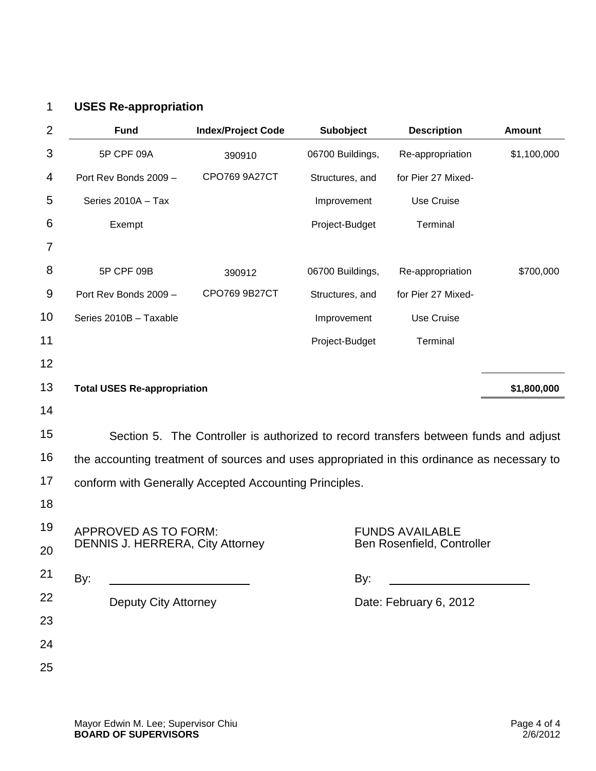**USES Re-appropriation**

| Fund | Index/Project Code | Subobject | Description | Amount |
|---|---|---|---|---|
| 5P CPF 09A Port Rev Bonds 2009 – Series 2010A – Tax Exempt | 390910 CPO769 9A27CT | 06700 Buildings, Structures, and Improvement Project-Budget | Re-appropriation for Pier 27 Mixed-Use Cruise Terminal | $1,100,000 |
| 5P CPF 09B Port Rev Bonds 2009 – Series 2010B – Taxable | 390912 CPO769 9B27CT | 06700 Buildings, Structures, and Improvement Project-Budget | Re-appropriation for Pier 27 Mixed-Use Cruise Terminal | $700,000 |
| **Total USES Re-appropriation** | | | | **$1,800,000** |

Section 5. The Controller is authorized to record transfers between funds and adjust the accounting treatment of sources and uses appropriated in this ordinance as necessary to conform with Generally Accepted Accounting Principles.

APPROVED AS TO FORM:
DENNIS J. HERRERA, City Attorney

By: ____________________

Deputy City Attorney

FUNDS AVAILABLE
Ben Rosenfield, Controller

By: ____________________

Date: February 6, 2012

Mayor Edwin M. Lee; Supervisor Chiu
**BOARD OF SUPERVISORS**